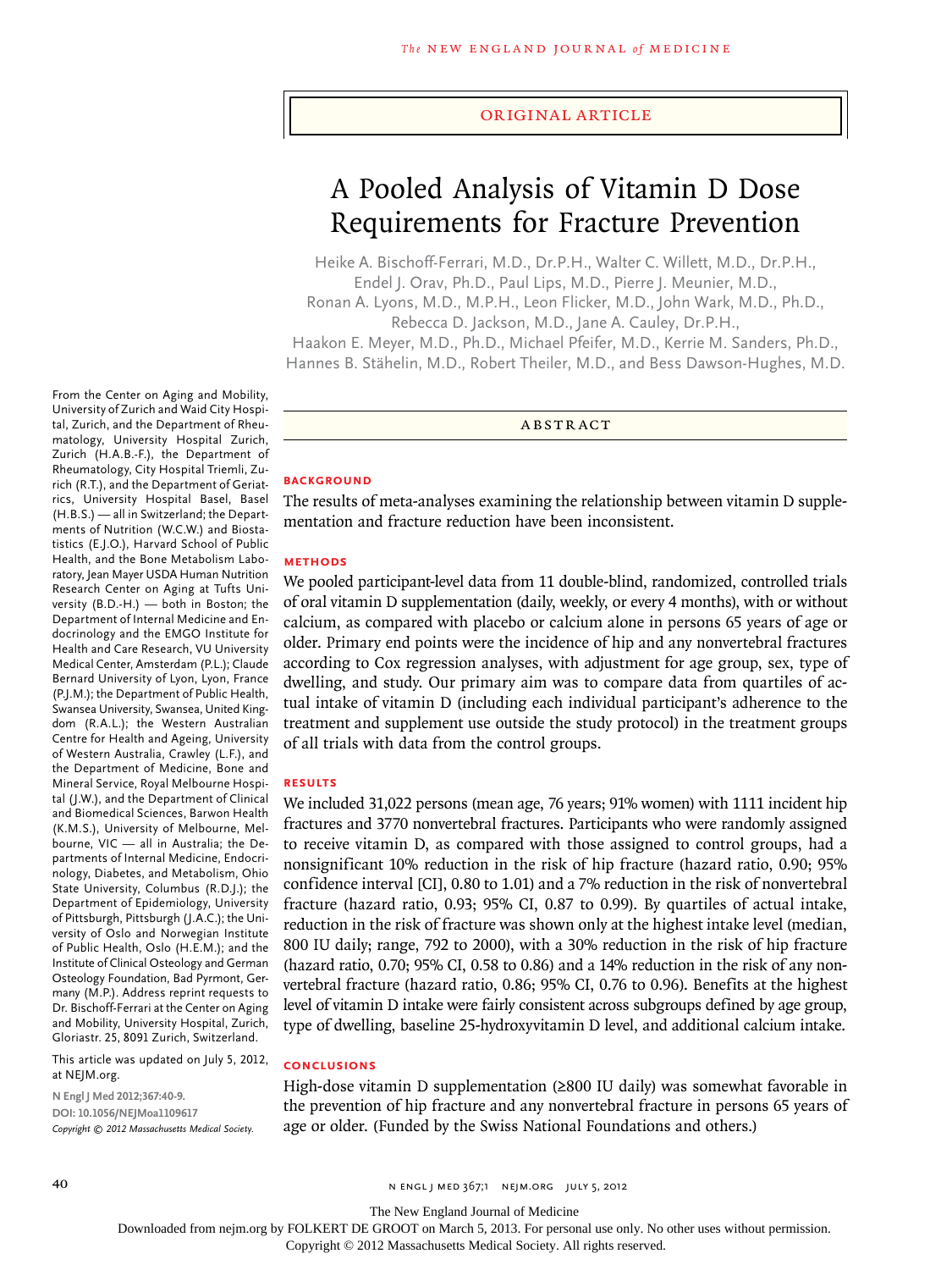ORIGINAL ARTICLE

# A Pooled Analysis of Vitamin D Dose Requirements for Fracture Prevention

Heike A. Bischoff-Ferrari, M.D., Dr.P.H., Walter C. Willett, M.D., Dr.P.H., Endel J. Orav, Ph.D., Paul Lips, M.D., Pierre J. Meunier, M.D., Ronan A. Lyons, M.D., M.P.H., Leon Flicker, M.D., John Wark, M.D., Ph.D., Rebecca D. Jackson, M.D., Jane A. Cauley, Dr.P.H., Haakon E. Meyer, M.D., Ph.D., Michael Pfeifer, M.D., Kerrie M. Sanders, Ph.D., Hannes B. Stähelin, M.D., Robert Theiler, M.D., and Bess Dawson-Hughes, M.D.

## ABSTRACT

### BACKGROUND

The results of meta-analyses examining the relationship between vitamin D supplementation and fracture reduction have been inconsistent.

### METHODS

We pooled participant-level data from 11 double-blind, randomized, controlled trials of oral vitamin D supplementation (daily, weekly, or every 4 months), with or without calcium, as compared with placebo or calcium alone in persons 65 years of age or older. Primary end points were the incidence of hip and any nonvertebral fractures according to Cox regression analyses, with adjustment for age group, sex, type of dwelling, and study. Our primary aim was to compare data from quartiles of actual intake of vitamin D (including each individual participant's adherence to the treatment and supplement use outside the study protocol) in the treatment groups of all trials with data from the control groups.

### RESULTS

We included 31,022 persons (mean age, 76 years; 91% women) with 1111 incident hip fractures and 3770 nonvertebral fractures. Participants who were randomly assigned to receive vitamin D, as compared with those assigned to control groups, had a nonsignificant 10% reduction in the risk of hip fracture (hazard ratio, 0.90; 95% confidence interval [CI], 0.80 to 1.01) and a 7% reduction in the risk of nonvertebral fracture (hazard ratio, 0.93; 95% CI, 0.87 to 0.99). By quartiles of actual intake, reduction in the risk of fracture was shown only at the highest intake level (median, 800 IU daily; range, 792 to 2000), with a 30% reduction in the risk of hip fracture (hazard ratio, 0.70; 95% CI, 0.58 to 0.86) and a 14% reduction in the risk of any nonvertebral fracture (hazard ratio, 0.86; 95% CI, 0.76 to 0.96). Benefits at the highest level of vitamin D intake were fairly consistent across subgroups defined by age group, type of dwelling, baseline 25-hydroxyvitamin D level, and additional calcium intake.

### CONCLUSIONS

High-dose vitamin D supplementation (≥800 IU daily) was somewhat favorable in the prevention of hip fracture and any nonvertebral fracture in persons 65 years of age or older. (Funded by the Swiss National Foundations and others.)

From the Center on Aging and Mobility, University of Zurich and Waid City Hospital, Zurich, and the Department of Rheumatology, University Hospital Zurich, Zurich (H.A.B.-F.), the Department of Rheumatology, City Hospital Triemli, Zurich (R.T.), and the Department of Geriatrics, University Hospital Basel, Basel (H.B.S.) — all in Switzerland; the Departments of Nutrition (W.C.W.) and Biostatistics (E.J.O.), Harvard School of Public Health, and the Bone Metabolism Laboratory, Jean Mayer USDA Human Nutrition Research Center on Aging at Tufts University (B.D.-H.) — both in Boston; the Department of Internal Medicine and Endocrinology and the EMGO Institute for Health and Care Research, VU University Medical Center, Amsterdam (P.L.); Claude Bernard University of Lyon, Lyon, France (P.J.M.); the Department of Public Health, Swansea University, Swansea, United Kingdom (R.A.L.); the Western Australian Centre for Health and Ageing, University of Western Australia, Crawley (L.F.), and the Department of Medicine, Bone and Mineral Service, Royal Melbourne Hospital (J.W.), and the Department of Clinical and Biomedical Sciences, Barwon Health (K.M.S.), University of Melbourne, Melbourne, VIC — all in Australia; the Departments of Internal Medicine, Endocrinology, Diabetes, and Metabolism, Ohio State University, Columbus (R.D.J.); the Department of Epidemiology, University of Pittsburgh, Pittsburgh (J.A.C.); the University of Oslo and Norwegian Institute of Public Health, Oslo (H.E.M.); and the Institute of Clinical Osteology and German Osteology Foundation, Bad Pyrmont, Germany (M.P.). Address reprint requests to Dr. Bischoff-Ferrari at the Center on Aging and Mobility, University Hospital, Zurich, Gloriastr. 25, 8091 Zurich, Switzerland.

This article was updated on July 5, 2012, at NEJM.org.

N Engl J Med 2012;367:40-9.
DOI: 10.1056/NEJMoa1109617
*Copyright © 2012 Massachusetts Medical Society.*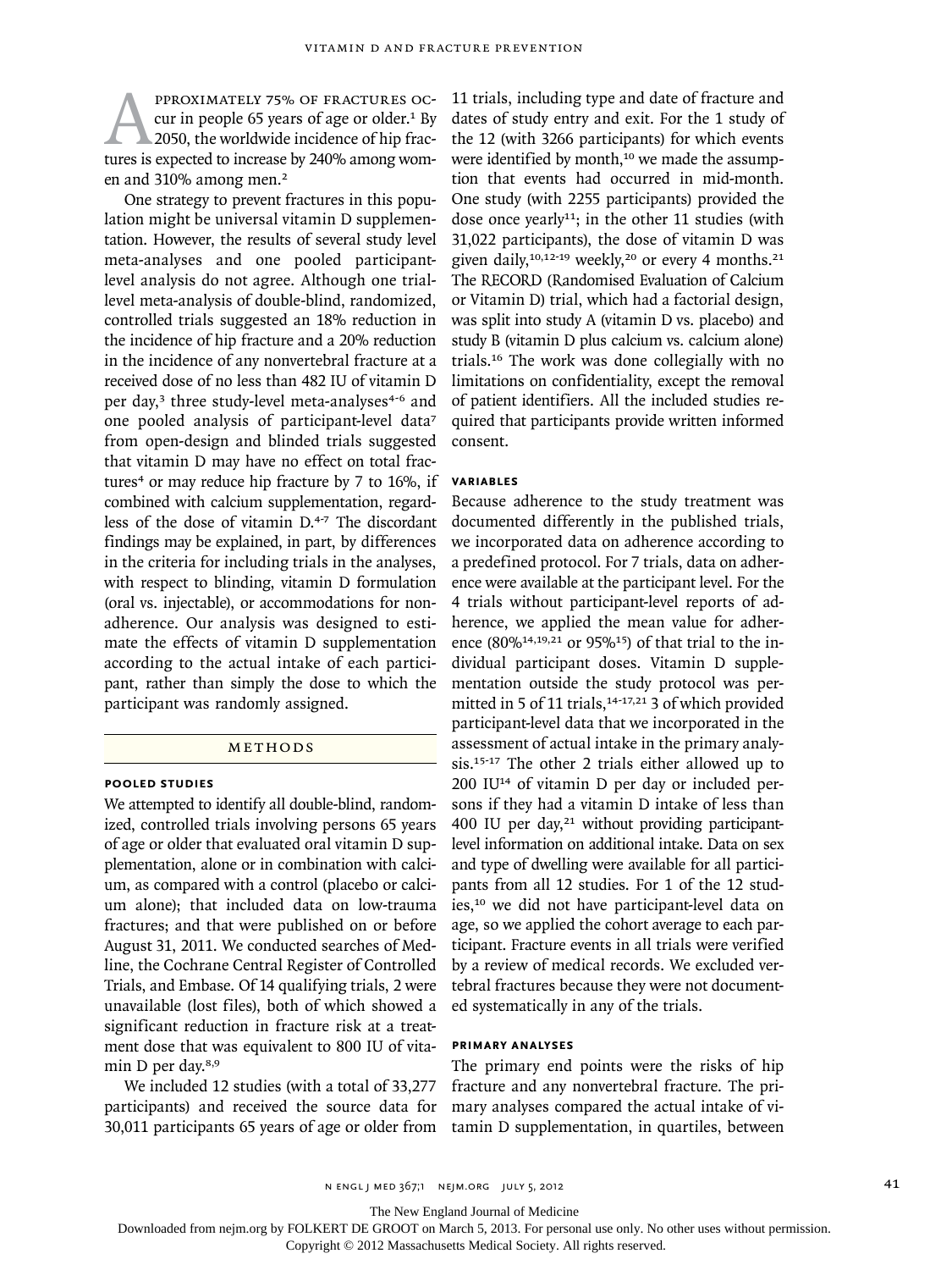Approximately 75% of fractures occur in people 65 years of age or older.[1] By 2050, the worldwide incidence of hip fractures is expected to increase by 240% among women and 310% among men.[2]

One strategy to prevent fractures in this population might be universal vitamin D supplementation. However, the results of several study level meta-analyses and one pooled participant-level analysis do not agree. Although one trial-level meta-analysis of double-blind, randomized, controlled trials suggested an 18% reduction in the incidence of hip fracture and a 20% reduction in the incidence of any nonvertebral fracture at a received dose of no less than 482 IU of vitamin D per day,[3] three study-level meta-analyses[4-6] and one pooled analysis of participant-level data[7] from open-design and blinded trials suggested that vitamin D may have no effect on total fractures[4] or may reduce hip fracture by 7 to 16%, if combined with calcium supplementation, regardless of the dose of vitamin D.[4-7] The discordant findings may be explained, in part, by differences in the criteria for including trials in the analyses, with respect to blinding, vitamin D formulation (oral vs. injectable), or accommodations for nonadherence. Our analysis was designed to estimate the effects of vitamin D supplementation according to the actual intake of each participant, rather than simply the dose to which the participant was randomly assigned.

## Methods

### Pooled Studies

We attempted to identify all double-blind, randomized, controlled trials involving persons 65 years of age or older that evaluated oral vitamin D supplementation, alone or in combination with calcium, as compared with a control (placebo or calcium alone); that included data on low-trauma fractures; and that were published on or before August 31, 2011. We conducted searches of Medline, the Cochrane Central Register of Controlled Trials, and Embase. Of 14 qualifying trials, 2 were unavailable (lost files), both of which showed a significant reduction in fracture risk at a treatment dose that was equivalent to 800 IU of vitamin D per day.[8,9]

We included 12 studies (with a total of 33,277 participants) and received the source data for 30,011 participants 65 years of age or older from 11 trials, including type and date of fracture and dates of study entry and exit. For the 1 study of the 12 (with 3266 participants) for which events were identified by month,[10] we made the assumption that events had occurred in mid-month. One study (with 2255 participants) provided the dose once yearly[11]; in the other 11 studies (with 31,022 participants), the dose of vitamin D was given daily,[10,12-19] weekly,[20] or every 4 months.[21] The RECORD (Randomised Evaluation of Calcium or Vitamin D) trial, which had a factorial design, was split into study A (vitamin D vs. placebo) and study B (vitamin D plus calcium vs. calcium alone) trials.[16] The work was done collegially with no limitations on confidentiality, except the removal of patient identifiers. All the included studies required that participants provide written informed consent.

### Variables

Because adherence to the study treatment was documented differently in the published trials, we incorporated data on adherence according to a predefined protocol. For 7 trials, data on adherence were available at the participant level. For the 4 trials without participant-level reports of adherence, we applied the mean value for adherence (80%[14,19,21] or 95%[15]) of that trial to the individual participant doses. Vitamin D supplementation outside the study protocol was permitted in 5 of 11 trials,[14-17,21] 3 of which provided participant-level data that we incorporated in the assessment of actual intake in the primary analysis.[15-17] The other 2 trials either allowed up to 200 IU[14] of vitamin D per day or included persons if they had a vitamin D intake of less than 400 IU per day,[21] without providing participant-level information on additional intake. Data on sex and type of dwelling were available for all participants from all 12 studies. For 1 of the 12 studies,[10] we did not have participant-level data on age, so we applied the cohort average to each participant. Fracture events in all trials were verified by a review of medical records. We excluded vertebral fractures because they were not documented systematically in any of the trials.

### Primary Analyses

The primary end points were the risks of hip fracture and any nonvertebral fracture. The primary analyses compared the actual intake of vitamin D supplementation, in quartiles, between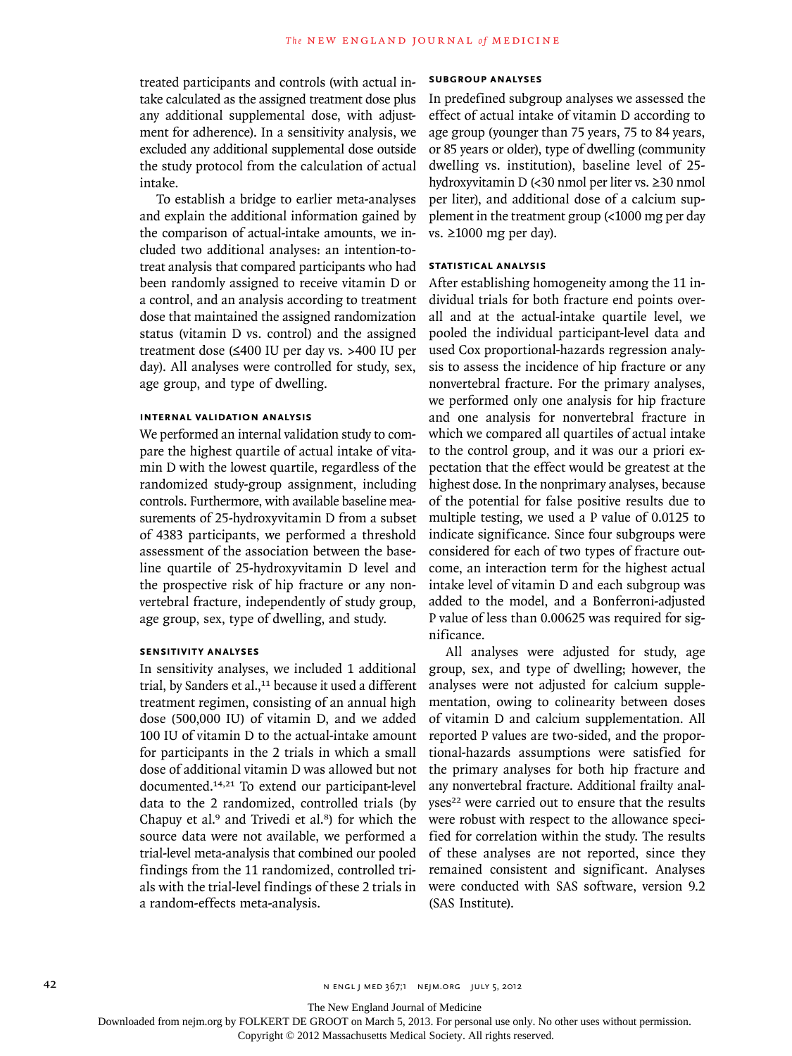treated participants and controls (with actual intake calculated as the assigned treatment dose plus any additional supplemental dose, with adjustment for adherence). In a sensitivity analysis, we excluded any additional supplemental dose outside the study protocol from the calculation of actual intake.

To establish a bridge to earlier meta-analyses and explain the additional information gained by the comparison of actual-intake amounts, we included two additional analyses: an intention-to-treat analysis that compared participants who had been randomly assigned to receive vitamin D or a control, and an analysis according to treatment dose that maintained the assigned randomization status (vitamin D vs. control) and the assigned treatment dose (≤400 IU per day vs. >400 IU per day). All analyses were controlled for study, sex, age group, and type of dwelling.

### INTERNAL VALIDATION ANALYSIS

We performed an internal validation study to compare the highest quartile of actual intake of vitamin D with the lowest quartile, regardless of the randomized study-group assignment, including controls. Furthermore, with available baseline measurements of 25-hydroxyvitamin D from a subset of 4383 participants, we performed a threshold assessment of the association between the baseline quartile of 25-hydroxyvitamin D level and the prospective risk of hip fracture or any nonvertebral fracture, independently of study group, age group, sex, type of dwelling, and study.

### SENSITIVITY ANALYSES

In sensitivity analyses, we included 1 additional trial, by Sanders et al.,[11] because it used a different treatment regimen, consisting of an annual high dose (500,000 IU) of vitamin D, and we added 100 IU of vitamin D to the actual-intake amount for participants in the 2 trials in which a small dose of additional vitamin D was allowed but not documented.[14,21] To extend our participant-level data to the 2 randomized, controlled trials (by Chapuy et al.[9] and Trivedi et al.[8]) for which the source data were not available, we performed a trial-level meta-analysis that combined our pooled findings from the 11 randomized, controlled trials with the trial-level findings of these 2 trials in a random-effects meta-analysis.

### SUBGROUP ANALYSES

In predefined subgroup analyses we assessed the effect of actual intake of vitamin D according to age group (younger than 75 years, 75 to 84 years, or 85 years or older), type of dwelling (community dwelling vs. institution), baseline level of 25-hydroxyvitamin D (<30 nmol per liter vs. ≥30 nmol per liter), and additional dose of a calcium supplement in the treatment group (<1000 mg per day vs. ≥1000 mg per day).

### STATISTICAL ANALYSIS

After establishing homogeneity among the 11 individual trials for both fracture end points overall and at the actual-intake quartile level, we pooled the individual participant-level data and used Cox proportional-hazards regression analysis to assess the incidence of hip fracture or any nonvertebral fracture. For the primary analyses, we performed only one analysis for hip fracture and one analysis for nonvertebral fracture in which we compared all quartiles of actual intake to the control group, and it was our a priori expectation that the effect would be greatest at the highest dose. In the nonprimary analyses, because of the potential for false positive results due to multiple testing, we used a P value of 0.0125 to indicate significance. Since four subgroups were considered for each of two types of fracture outcome, an interaction term for the highest actual intake level of vitamin D and each subgroup was added to the model, and a Bonferroni-adjusted P value of less than 0.00625 was required for significance.

All analyses were adjusted for study, age group, sex, and type of dwelling; however, the analyses were not adjusted for calcium supplementation, owing to colinearity between doses of vitamin D and calcium supplementation. All reported P values are two-sided, and the proportional-hazards assumptions were satisfied for the primary analyses for both hip fracture and any nonvertebral fracture. Additional frailty analyses[22] were carried out to ensure that the results were robust with respect to the allowance specified for correlation within the study. The results of these analyses are not reported, since they remained consistent and significant. Analyses were conducted with SAS software, version 9.2 (SAS Institute).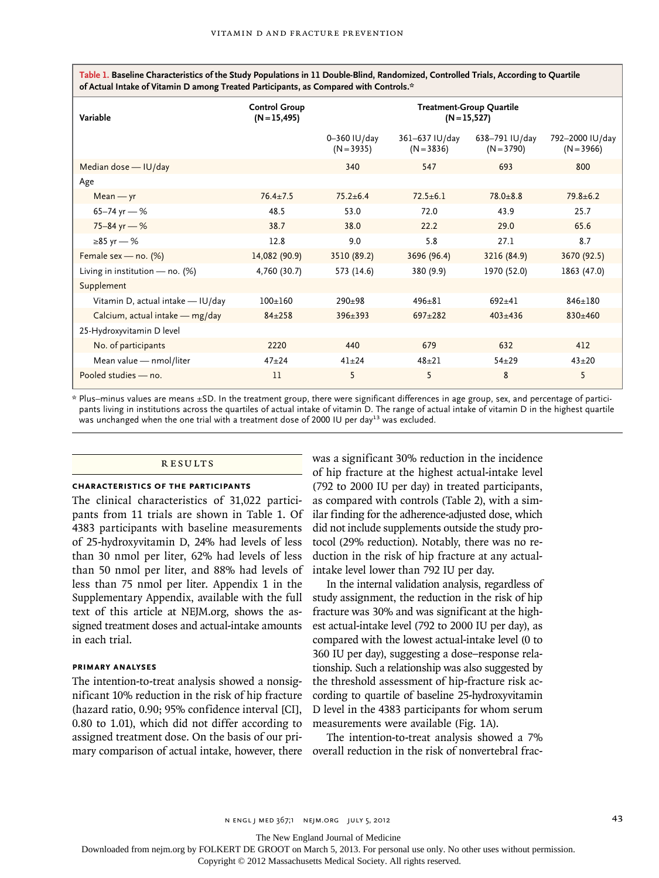**Table 1. Baseline Characteristics of the Study Populations in 11 Double-Blind, Randomized, Controlled Trials, According to Quartile of Actual Intake of Vitamin D among Treated Participants, as Compared with Controls.***

| Variable | Control Group (N=15,495) | Treatment-Group Quartile (N=15,527) | | | |
|---|---|---|---|---|---|
| | | 0–360 IU/day (N=3935) | 361–637 IU/day (N=3836) | 638–791 IU/day (N=3790) | 792–2000 IU/day (N=3966) |
| Median dose — IU/day | | 340 | 547 | 693 | 800 |
| Age | | | | | |
| Mean — yr | 76.4±7.5 | 75.2±6.4 | 72.5±6.1 | 78.0±8.8 | 79.8±6.2 |
| 65–74 yr — % | 48.5 | 53.0 | 72.0 | 43.9 | 25.7 |
| 75–84 yr — % | 38.7 | 38.0 | 22.2 | 29.0 | 65.6 |
| ≥85 yr — % | 12.8 | 9.0 | 5.8 | 27.1 | 8.7 |
| Female sex — no. (%) | 14,082 (90.9) | 3510 (89.2) | 3696 (96.4) | 3216 (84.9) | 3670 (92.5) |
| Living in institution — no. (%) | 4,760 (30.7) | 573 (14.6) | 380 (9.9) | 1970 (52.0) | 1863 (47.0) |
| Supplement | | | | | |
| Vitamin D, actual intake — IU/day | 100±160 | 290±98 | 496±81 | 692±41 | 846±180 |
| Calcium, actual intake — mg/day | 84±258 | 396±393 | 697±282 | 403±436 | 830±460 |
| 25-Hydroxyvitamin D level | | | | | |
| No. of participants | 2220 | 440 | 679 | 632 | 412 |
| Mean value — nmol/liter | 47±24 | 41±24 | 48±21 | 54±29 | 43±20 |
| Pooled studies — no. | 11 | 5 | 5 | 8 | 5 |

\* Plus–minus values are means ±SD. In the treatment group, there were significant differences in age group, sex, and percentage of participants living in institutions across the quartiles of actual intake of vitamin D. The range of actual intake of vitamin D in the highest quartile was unchanged when the one trial with a treatment dose of 2000 IU per day[13] was excluded.

## RESULTS

### CHARACTERISTICS OF THE PARTICIPANTS

The clinical characteristics of 31,022 participants from 11 trials are shown in Table 1. Of 4383 participants with baseline measurements of 25-hydroxyvitamin D, 24% had levels of less than 30 nmol per liter, 62% had levels of less than 50 nmol per liter, and 88% had levels of less than 75 nmol per liter. Appendix 1 in the Supplementary Appendix, available with the full text of this article at NEJM.org, shows the assigned treatment doses and actual-intake amounts in each trial.

### PRIMARY ANALYSES

The intention-to-treat analysis showed a nonsignificant 10% reduction in the risk of hip fracture (hazard ratio, 0.90; 95% confidence interval [CI], 0.80 to 1.01), which did not differ according to assigned treatment dose. On the basis of our primary comparison of actual intake, however, there was a significant 30% reduction in the incidence of hip fracture at the highest actual-intake level (792 to 2000 IU per day) in treated participants, as compared with controls (Table 2), with a similar finding for the adherence-adjusted dose, which did not include supplements outside the study protocol (29% reduction). Notably, there was no reduction in the risk of hip fracture at any actual-intake level lower than 792 IU per day.

In the internal validation analysis, regardless of study assignment, the reduction in the risk of hip fracture was 30% and was significant at the highest actual-intake level (792 to 2000 IU per day), as compared with the lowest actual-intake level (0 to 360 IU per day), suggesting a dose–response relationship. Such a relationship was also suggested by the threshold assessment of hip-fracture risk according to quartile of baseline 25-hydroxyvitamin D level in the 4383 participants for whom serum measurements were available (Fig. 1A).

The intention-to-treat analysis showed a 7% overall reduction in the risk of nonvertebral frac-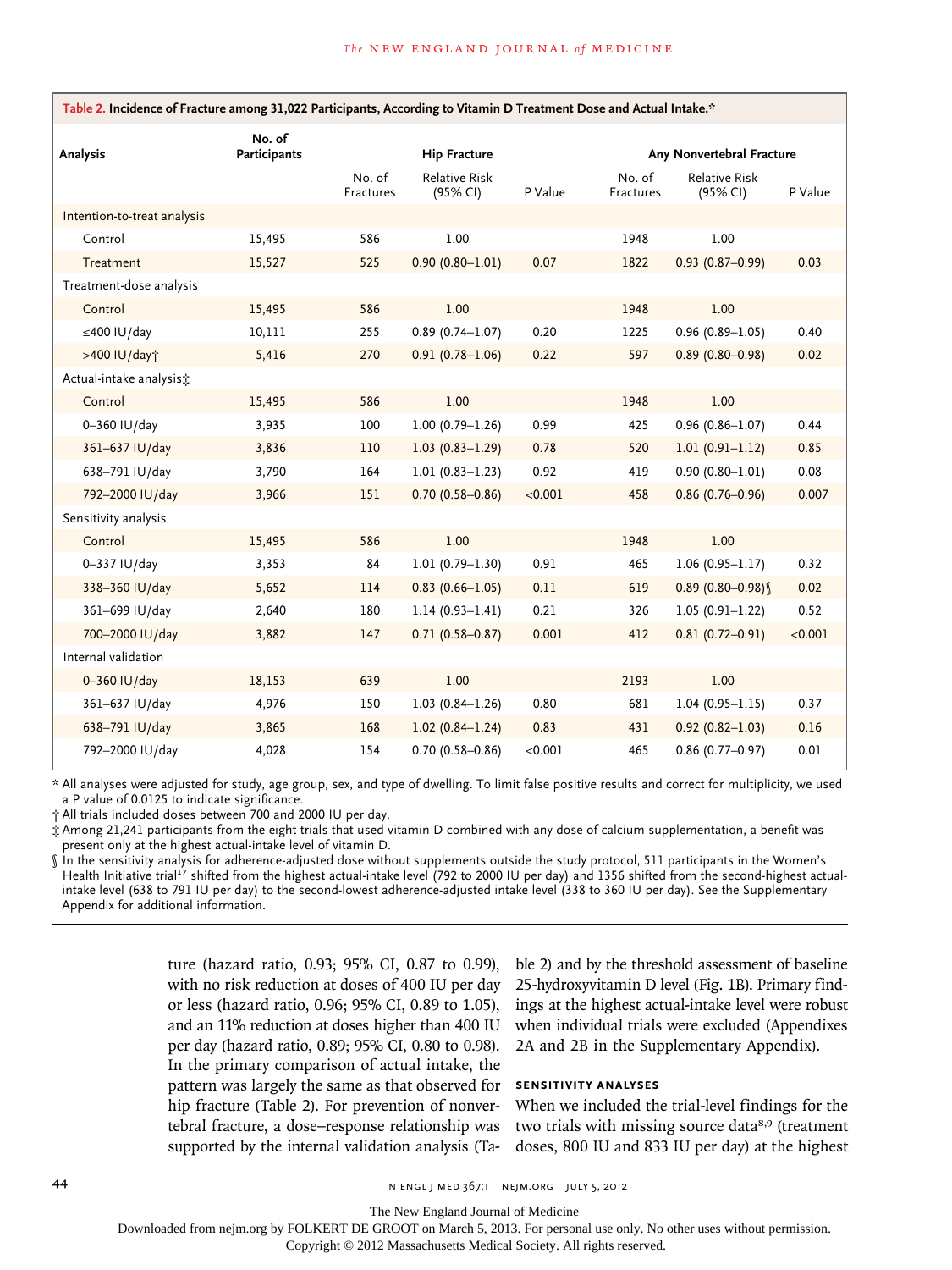**Table 2. Incidence of Fracture among 31,022 Participants, According to Vitamin D Treatment Dose and Actual Intake.***

| Analysis | No. of Participants | Hip Fracture | | | Any Nonvertebral Fracture | | |
|---|---|---|---|---|---|---|---|
| | | No. of Fractures | Relative Risk (95% CI) | P Value | No. of Fractures | Relative Risk (95% CI) | P Value |
| Intention-to-treat analysis | | | | | | | |
| Control | 15,495 | 586 | 1.00 | | 1948 | 1.00 | |
| Treatment | 15,527 | 525 | 0.90 (0.80–1.01) | 0.07 | 1822 | 0.93 (0.87–0.99) | 0.03 |
| Treatment-dose analysis | | | | | | | |
| Control | 15,495 | 586 | 1.00 | | 1948 | 1.00 | |
| ≤400 IU/day | 10,111 | 255 | 0.89 (0.74–1.07) | 0.20 | 1225 | 0.96 (0.89–1.05) | 0.40 |
| >400 IU/day† | 5,416 | 270 | 0.91 (0.78–1.06) | 0.22 | 597 | 0.89 (0.80–0.98) | 0.02 |
| Actual-intake analysis‡ | | | | | | | |
| Control | 15,495 | 586 | 1.00 | | 1948 | 1.00 | |
| 0–360 IU/day | 3,935 | 100 | 1.00 (0.79–1.26) | 0.99 | 425 | 0.96 (0.86–1.07) | 0.44 |
| 361–637 IU/day | 3,836 | 110 | 1.03 (0.83–1.29) | 0.78 | 520 | 1.01 (0.91–1.12) | 0.85 |
| 638–791 IU/day | 3,790 | 164 | 1.01 (0.83–1.23) | 0.92 | 419 | 0.90 (0.80–1.01) | 0.08 |
| 792–2000 IU/day | 3,966 | 151 | 0.70 (0.58–0.86) | <0.001 | 458 | 0.86 (0.76–0.96) | 0.007 |
| Sensitivity analysis | | | | | | | |
| Control | 15,495 | 586 | 1.00 | | 1948 | 1.00 | |
| 0–337 IU/day | 3,353 | 84 | 1.01 (0.79–1.30) | 0.91 | 465 | 1.06 (0.95–1.17) | 0.32 |
| 338–360 IU/day | 5,652 | 114 | 0.83 (0.66–1.05) | 0.11 | 619 | 0.89 (0.80–0.98)§ | 0.02 |
| 361–699 IU/day | 2,640 | 180 | 1.14 (0.93–1.41) | 0.21 | 326 | 1.05 (0.91–1.22) | 0.52 |
| 700–2000 IU/day | 3,882 | 147 | 0.71 (0.58–0.87) | 0.001 | 412 | 0.81 (0.72–0.91) | <0.001 |
| Internal validation | | | | | | | |
| 0–360 IU/day | 18,153 | 639 | 1.00 | | 2193 | 1.00 | |
| 361–637 IU/day | 4,976 | 150 | 1.03 (0.84–1.26) | 0.80 | 681 | 1.04 (0.95–1.15) | 0.37 |
| 638–791 IU/day | 3,865 | 168 | 1.02 (0.84–1.24) | 0.83 | 431 | 0.92 (0.82–1.03) | 0.16 |
| 792–2000 IU/day | 4,028 | 154 | 0.70 (0.58–0.86) | <0.001 | 465 | 0.86 (0.77–0.97) | 0.01 |

\* All analyses were adjusted for study, age group, sex, and type of dwelling. To limit false positive results and correct for multiplicity, we used a P value of 0.0125 to indicate significance.

† All trials included doses between 700 and 2000 IU per day.

‡ Among 21,241 participants from the eight trials that used vitamin D combined with any dose of calcium supplementation, a benefit was present only at the highest actual-intake level of vitamin D.

§ In the sensitivity analysis for adherence-adjusted dose without supplements outside the study protocol, 511 participants in the Women's Health Initiative trial[17] shifted from the highest actual-intake level (792 to 2000 IU per day) and 1356 shifted from the second-highest actual-intake level (638 to 791 IU per day) to the second-lowest adherence-adjusted intake level (338 to 360 IU per day). See the Supplementary Appendix for additional information.

ture (hazard ratio, 0.93; 95% CI, 0.87 to 0.99), with no risk reduction at doses of 400 IU per day or less (hazard ratio, 0.96; 95% CI, 0.89 to 1.05), and an 11% reduction at doses higher than 400 IU per day (hazard ratio, 0.89; 95% CI, 0.80 to 0.98). In the primary comparison of actual intake, the pattern was largely the same as that observed for hip fracture (Table 2). For prevention of nonvertebral fracture, a dose–response relationship was supported by the internal validation analysis (Table 2) and by the threshold assessment of baseline 25-hydroxyvitamin D level (Fig. 1B). Primary findings at the highest actual-intake level were robust when individual trials were excluded (Appendixes 2A and 2B in the Supplementary Appendix).

### SENSITIVITY ANALYSES

When we included the trial-level findings for the two trials with missing source data[8,9] (treatment doses, 800 IU and 833 IU per day) at the highest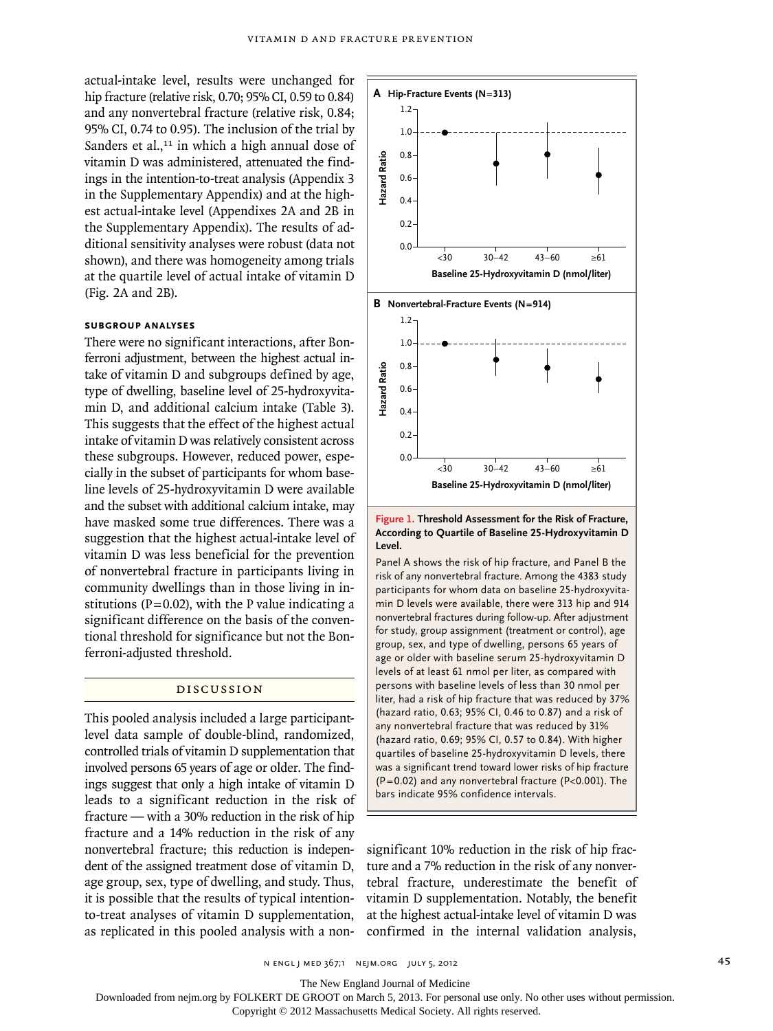actual-intake level, results were unchanged for hip fracture (relative risk, 0.70; 95% CI, 0.59 to 0.84) and any nonvertebral fracture (relative risk, 0.84; 95% CI, 0.74 to 0.95). The inclusion of the trial by Sanders et al.,[11] in which a high annual dose of vitamin D was administered, attenuated the findings in the intention-to-treat analysis (Appendix 3 in the Supplementary Appendix) and at the highest actual-intake level (Appendixes 2A and 2B in the Supplementary Appendix). The results of additional sensitivity analyses were robust (data not shown), and there was homogeneity among trials at the quartile level of actual intake of vitamin D (Fig. 2A and 2B).

### SUBGROUP ANALYSES

There were no significant interactions, after Bonferroni adjustment, between the highest actual intake of vitamin D and subgroups defined by age, type of dwelling, baseline level of 25-hydroxyvitamin D, and additional calcium intake (Table 3). This suggests that the effect of the highest actual intake of vitamin D was relatively consistent across these subgroups. However, reduced power, especially in the subset of participants for whom baseline levels of 25-hydroxyvitamin D were available and the subset with additional calcium intake, may have masked some true differences. There was a suggestion that the highest actual-intake level of vitamin D was less beneficial for the prevention of nonvertebral fracture in participants living in community dwellings than in those living in institutions ($P=0.02$), with the P value indicating a significant difference on the basis of the conventional threshold for significance but not the Bonferroni-adjusted threshold.

**A Hip-Fracture Events (N=313)**

| Baseline 25-Hydroxyvitamin D (nmol/liter) | <30 | 30–42 | 43–60 | ≥61 |
|---|---|---|---|---|
| Hazard Ratio | 1.0 | ~0.73 | ~0.81 | ~0.63 |

**B Nonvertebral-Fracture Events (N=914)**

| Baseline 25-Hydroxyvitamin D (nmol/liter) | <30 | 30–42 | 43–60 | ≥61 |
|---|---|---|---|---|
| Hazard Ratio | 1.0 | ~0.87 | ~0.78 | ~0.69 |

**Figure 1. Threshold Assessment for the Risk of Fracture, According to Quartile of Baseline 25-Hydroxyvitamin D Level.**

Panel A shows the risk of hip fracture, and Panel B the risk of any nonvertebral fracture. Among the 4383 study participants for whom data on baseline 25-hydroxyvitamin D levels were available, there were 313 hip and 914 nonvertebral fractures during follow-up. After adjustment for study, group assignment (treatment or control), age group, sex, and type of dwelling, persons 65 years of age or older with baseline serum 25-hydroxyvitamin D levels of at least 61 nmol per liter, as compared with persons with baseline levels of less than 30 nmol per liter, had a risk of hip fracture that was reduced by 37% (hazard ratio, 0.63; 95% CI, 0.46 to 0.87) and a risk of any nonvertebral fracture that was reduced by 31% (hazard ratio, 0.69; 95% CI, 0.57 to 0.84). With higher quartiles of baseline 25-hydroxyvitamin D levels, there was a significant trend toward lower risks of hip fracture ($P=0.02$) and any nonvertebral fracture ($P<0.001$). The bars indicate 95% confidence intervals.

## DISCUSSION

This pooled analysis included a large participant-level data sample of double-blind, randomized, controlled trials of vitamin D supplementation that involved persons 65 years of age or older. The findings suggest that only a high intake of vitamin D leads to a significant reduction in the risk of fracture — with a 30% reduction in the risk of hip fracture and a 14% reduction in the risk of any nonvertebral fracture; this reduction is independent of the assigned treatment dose of vitamin D, age group, sex, type of dwelling, and study. Thus, it is possible that the results of typical intention-to-treat analyses of vitamin D supplementation, as replicated in this pooled analysis with a nonsignificant 10% reduction in the risk of hip fracture and a 7% reduction in the risk of any nonvertebral fracture, underestimate the benefit of vitamin D supplementation. Notably, the benefit at the highest actual-intake level of vitamin D was confirmed in the internal validation analysis,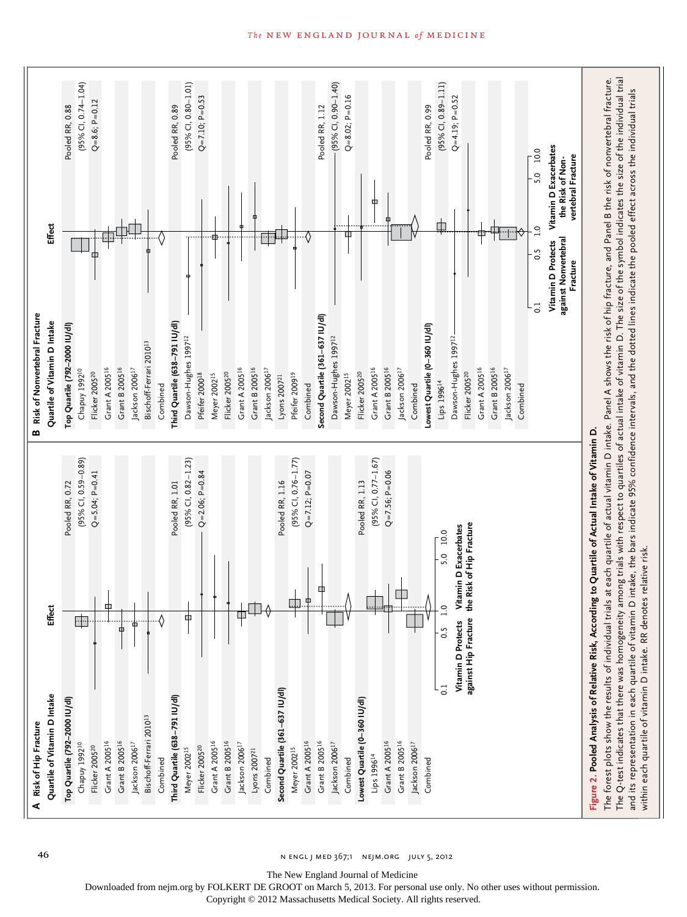**A Risk of Hip Fracture**

| Quartile of Vitamin D Intake | Pooled estimate |
|---|---|
| **Top Quartile (792–2000 IU/dl)** | Pooled RR, 0.72 (95% CI, 0.59–0.89) Q=5.04; P=0.41 |
| Chapuy 1992[10] | |
| Flicker 2005[20] | |
| Grant A 2005[16] | |
| Grant B 2005[16] | |
| Jackson 2006[17] | |
| Bischoff-Ferrari 2010[13] | |
| Combined | |
| **Third Quartile (638–791 IU/dl)** | Pooled RR, 1.01 (95% CI, 0.82–1.23) Q=2.06; P=0.84 |
| Meyer 2002[15] | |
| Flicker 2005[20] | |
| Grant A 2005[16] | |
| Grant B 2005[16] | |
| Jackson 2006[17] | |
| Lyons 2007[21] | |
| Combined | |
| **Second Quartile (361–637 IU/dl)** | Pooled RR, 1.16 (95% CI, 0.76–1.77) Q=7.12; P=0.07 |
| Meyer 2002[15] | |
| Grant A 2005[16] | |
| Grant B 2005[16] | |
| Jackson 2006[17] | |
| Combined | |
| **Lowest Quartile (0–360 IU/dl)** | Pooled RR, 1.13 (95% CI, 0.77–1.67) Q=7.56; P=0.06 |
| Lips 1996[14] | |
| Grant A 2005[16] | |
| Grant B 2005[16] | |
| Jackson 2006[17] | |
| Combined | |

Effect axis: 0.1, 0.5, 1.0, 5.0, 10.0 — Vitamin D Protects against Hip Fracture / Vitamin D Exacerbates the Risk of Hip Fracture

**B Risk of Nonvertebral Fracture**

| Quartile of Vitamin D Intake | Pooled estimate |
|---|---|
| **Top Quartile (792–2000 IU/dl)** | Pooled RR, 0.88 (95% CI, 0.74–1.04) Q=8.6; P=0.12 |
| Chapuy 1992[10] | |
| Flicker 2005[20] | |
| Grant A 2005[16] | |
| Grant B 2005[16] | |
| Jackson 2006[17] | |
| Bischoff-Ferrari 2010[13] | |
| Combined | |
| **Third Quartile (638–791 IU/dl)** | Pooled RR, 0.89 (95% CI, 0.80–1.01) Q=7.10; P=0.53 |
| Dawson-Hughes 1997[12] | |
| Pfeifer 2000[18] | |
| Meyer 2002[15] | |
| Flicker 2005[20] | |
| Grant A 2005[16] | |
| Grant B 2005[16] | |
| Jackson 2006[17] | |
| Lyons 2007[21] | |
| Pfeifer 2009[19] | |
| Combined | |
| **Second Quartile (361–637 IU/dl)** | Pooled RR, 1.12 (95% CI, 0.90–1.40) Q=8.02; P=0.16 |
| Dawson-Hughes 1997[12] | |
| Meyer 2002[15] | |
| Flicker 2005[20] | |
| Grant A 2005[16] | |
| Grant B 2005[16] | |
| Jackson 2006[17] | |
| Combined | |
| **Lowest Quartile (0–360 IU/dl)** | Pooled RR, 0.99 (95% CI, 0.89–1.11) Q=4.19; P=0.52 |
| Lips 1996[14] | |
| Dawson-Hughes 1997[12] | |
| Flicker 2005[20] | |
| Grant A 2005[16] | |
| Grant B 2005[16] | |
| Jackson 2006[17] | |
| Combined | |

Effect axis: 0.1, 0.5, 1.0, 5.0, 10.0 — Vitamin D Protects against Nonvertebral Fracture / Vitamin D Exacerbates the Risk of Nonvertebral Fracture

**Figure 2. Pooled Analysis of Relative Risk, According to Quartile of Actual Intake of Vitamin D.**

The forest plots show the results of individual trials at each quartile of actual vitamin D intake. Panel A shows the risk of hip fracture, and Panel B the risk of nonvertebral fracture. The Q-test indicates that there was homogeneity among trials with respect to quartiles of actual intake of vitamin D. The size of the symbol indicates the size of the individual trial and its representation in each quartile of vitamin D intake, the bars indicate 95% confidence intervals, and the dotted lines indicate the pooled effect across the individual trials within each quartile of vitamin D intake. RR denotes relative risk.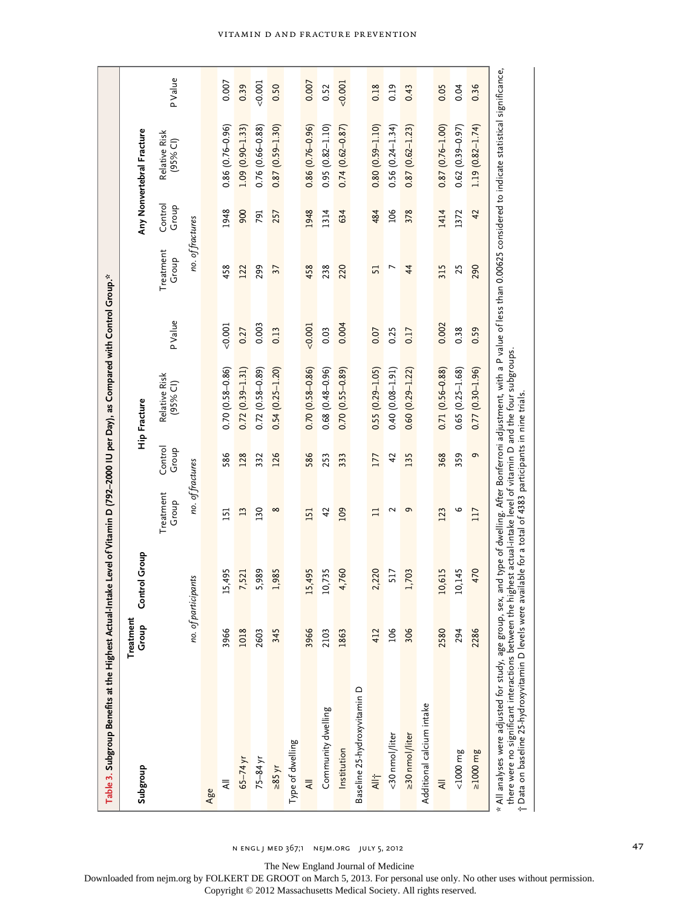**Table 3. Subgroup Benefits at the Highest Actual-Intake Level of Vitamin D (792–2000 IU per Day), as Compared with Control Group.***

| Subgroup | Treatment Group | Control Group | Hip Fracture | | | | Any Nonvertebral Fracture | | | |
|---|---|---|---|---|---|---|---|---|---|---|
| | | | Treatment Group | Control Group | Relative Risk (95% CI) | P Value | Treatment Group | Control Group | Relative Risk (95% CI) | P Value |
| | *no. of participants* | | *no. of fractures* | | | | *no. of fractures* | | | |
| **Age** | | | | | | | | | | |
| All | 3966 | 15,495 | 151 | 586 | 0.70 (0.58–0.86) | <0.001 | 458 | 1948 | 0.86 (0.76–0.96) | 0.007 |
| 65–74 yr | 1018 | 7,521 | 13 | 128 | 0.72 (0.39–1.31) | 0.27 | 122 | 900 | 1.09 (0.90–1.33) | 0.39 |
| 75–84 yr | 2603 | 5,989 | 130 | 332 | 0.72 (0.58–0.89) | 0.003 | 299 | 791 | 0.76 (0.66–0.88) | <0.001 |
| ≥85 yr | 345 | 1,985 | 8 | 126 | 0.54 (0.25–1.20) | 0.13 | 37 | 257 | 0.87 (0.59–1.30) | 0.50 |
| **Type of dwelling** | | | | | | | | | | |
| All | 3966 | 15,495 | 151 | 586 | 0.70 (0.58–0.86) | <0.001 | 458 | 1948 | 0.86 (0.76–0.96) | 0.007 |
| Community dwelling | 2103 | 10,735 | 42 | 253 | 0.68 (0.48–0.96) | 0.03 | 238 | 1314 | 0.95 (0.82–1.10) | 0.52 |
| Institution | 1863 | 4,760 | 109 | 333 | 0.70 (0.55–0.89) | 0.004 | 220 | 634 | 0.74 (0.62–0.87) | <0.001 |
| **Baseline 25-hydroxyvitamin D** | | | | | | | | | | |
| All† | 412 | 2,220 | 11 | 177 | 0.55 (0.29–1.05) | 0.07 | 51 | 484 | 0.80 (0.59–1.10) | 0.18 |
| <30 nmol/liter | 106 | 517 | 2 | 42 | 0.40 (0.08–1.91) | 0.25 | 7 | 106 | 0.56 (0.24–1.34) | 0.19 |
| ≥30 nmol/liter | 306 | 1,703 | 9 | 135 | 0.60 (0.29–1.22) | 0.17 | 44 | 378 | 0.87 (0.62–1.23) | 0.43 |
| **Additional calcium intake** | | | | | | | | | | |
| All | 2580 | 10,615 | 123 | 368 | 0.71 (0.56–0.88) | 0.002 | 315 | 1414 | 0.87 (0.76–1.00) | 0.05 |
| <1000 mg | 294 | 10,145 | 6 | 359 | 0.65 (0.25–1.68) | 0.38 | 25 | 1372 | 0.62 (0.39–0.97) | 0.04 |
| ≥1000 mg | 2286 | 470 | 117 | 9 | 0.77 (0.30–1.96) | 0.59 | 290 | 42 | 1.19 (0.82–1.74) | 0.36 |

\* All analyses were adjusted for study, age group, sex, and type of dwelling. After Bonferroni adjustment, with a P value of less than 0.00625 considered to indicate statistical significance, there were no significant interactions between the highest actual-intake level of vitamin D and the four subgroups.

† Data on baseline 25-hydroxyvitamin D levels were available for a total of 4383 participants in nine trials.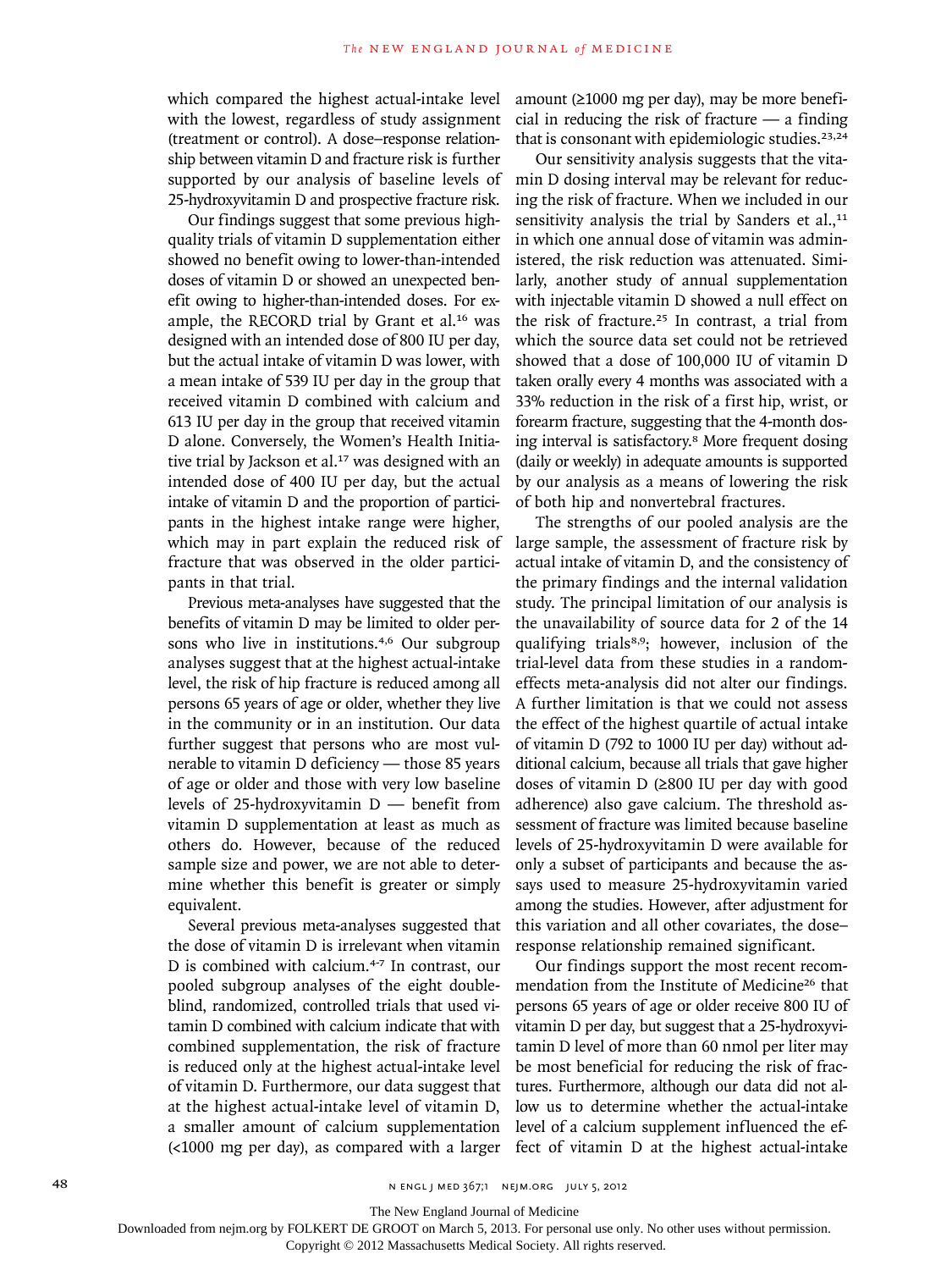which compared the highest actual-intake level with the lowest, regardless of study assignment (treatment or control). A dose–response relationship between vitamin D and fracture risk is further supported by our analysis of baseline levels of 25-hydroxyvitamin D and prospective fracture risk.

Our findings suggest that some previous high-quality trials of vitamin D supplementation either showed no benefit owing to lower-than-intended doses of vitamin D or showed an unexpected benefit owing to higher-than-intended doses. For example, the RECORD trial by Grant et al.[16] was designed with an intended dose of 800 IU per day, but the actual intake of vitamin D was lower, with a mean intake of 539 IU per day in the group that received vitamin D combined with calcium and 613 IU per day in the group that received vitamin D alone. Conversely, the Women's Health Initiative trial by Jackson et al.[17] was designed with an intended dose of 400 IU per day, but the actual intake of vitamin D and the proportion of participants in the highest intake range were higher, which may in part explain the reduced risk of fracture that was observed in the older participants in that trial.

Previous meta-analyses have suggested that the benefits of vitamin D may be limited to older persons who live in institutions.[4,6] Our subgroup analyses suggest that at the highest actual-intake level, the risk of hip fracture is reduced among all persons 65 years of age or older, whether they live in the community or in an institution. Our data further suggest that persons who are most vulnerable to vitamin D deficiency — those 85 years of age or older and those with very low baseline levels of 25-hydroxyvitamin D — benefit from vitamin D supplementation at least as much as others do. However, because of the reduced sample size and power, we are not able to determine whether this benefit is greater or simply equivalent.

Several previous meta-analyses suggested that the dose of vitamin D is irrelevant when vitamin D is combined with calcium.[4-7] In contrast, our pooled subgroup analyses of the eight double-blind, randomized, controlled trials that used vitamin D combined with calcium indicate that with combined supplementation, the risk of fracture is reduced only at the highest actual-intake level of vitamin D. Furthermore, our data suggest that at the highest actual-intake level of vitamin D, a smaller amount of calcium supplementation (<1000 mg per day), as compared with a larger amount (≥1000 mg per day), may be more beneficial in reducing the risk of fracture — a finding that is consonant with epidemiologic studies.[23,24]

Our sensitivity analysis suggests that the vitamin D dosing interval may be relevant for reducing the risk of fracture. When we included in our sensitivity analysis the trial by Sanders et al.,[11] in which one annual dose of vitamin was administered, the risk reduction was attenuated. Similarly, another study of annual supplementation with injectable vitamin D showed a null effect on the risk of fracture.[25] In contrast, a trial from which the source data set could not be retrieved showed that a dose of 100,000 IU of vitamin D taken orally every 4 months was associated with a 33% reduction in the risk of a first hip, wrist, or forearm fracture, suggesting that the 4-month dosing interval is satisfactory.[8] More frequent dosing (daily or weekly) in adequate amounts is supported by our analysis as a means of lowering the risk of both hip and nonvertebral fractures.

The strengths of our pooled analysis are the large sample, the assessment of fracture risk by actual intake of vitamin D, and the consistency of the primary findings and the internal validation study. The principal limitation of our analysis is the unavailability of source data for 2 of the 14 qualifying trials[8,9]; however, inclusion of the trial-level data from these studies in a random-effects meta-analysis did not alter our findings. A further limitation is that we could not assess the effect of the highest quartile of actual intake of vitamin D (792 to 1000 IU per day) without additional calcium, because all trials that gave higher doses of vitamin D (≥800 IU per day with good adherence) also gave calcium. The threshold assessment of fracture was limited because baseline levels of 25-hydroxyvitamin D were available for only a subset of participants and because the assays used to measure 25-hydroxyvitamin varied among the studies. However, after adjustment for this variation and all other covariates, the dose–response relationship remained significant.

Our findings support the most recent recommendation from the Institute of Medicine[26] that persons 65 years of age or older receive 800 IU of vitamin D per day, but suggest that a 25-hydroxyvitamin D level of more than 60 nmol per liter may be most beneficial for reducing the risk of fractures. Furthermore, although our data did not allow us to determine whether the actual-intake level of a calcium supplement influenced the effect of vitamin D at the highest actual-intake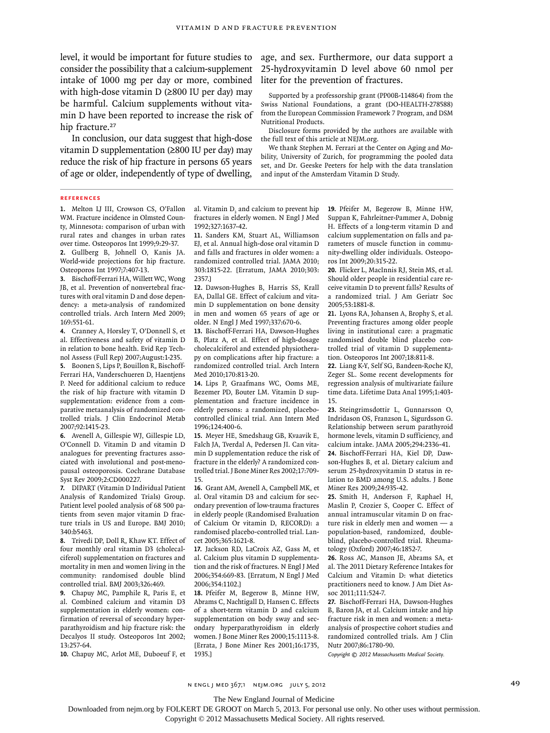level, it would be important for future studies to consider the possibility that a calcium-supplement intake of 1000 mg per day or more, combined with high-dose vitamin D (≥800 IU per day) may be harmful. Calcium supplements without vitamin D have been reported to increase the risk of hip fracture.[27]

In conclusion, our data suggest that high-dose vitamin D supplementation (≥800 IU per day) may reduce the risk of hip fracture in persons 65 years of age or older, independently of type of dwelling, age, and sex. Furthermore, our data support a 25-hydroxyvitamin D level above 60 nmol per liter for the prevention of fractures.

Supported by a professorship grant (PP00B-114864) from the Swiss National Foundations, a grant (DO-HEALTH-278588) from the European Commission Framework 7 Program, and DSM Nutritional Products.

Disclosure forms provided by the authors are available with the full text of this article at NEJM.org.

We thank Stephen M. Ferrari at the Center on Aging and Mobility, University of Zurich, for programming the pooled data set, and Dr. Geeske Peeters for help with the data translation and input of the Amsterdam Vitamin D Study.

## References

1. Melton LJ III, Crowson CS, O'Fallon WM. Fracture incidence in Olmsted County, Minnesota: comparison of urban with rural rates and changes in urban rates over time. Osteoporos Int 1999;9:29-37.
2. Gullberg B, Johnell O, Kanis JA. World-wide projections for hip fracture. Osteoporos Int 1997;7:407-13.
3. Bischoff-Ferrari HA, Willett WC, Wong JB, et al. Prevention of nonvertebral fractures with oral vitamin D and dose dependency: a meta-analysis of randomized controlled trials. Arch Intern Med 2009; 169:551-61.
4. Cranney A, Horsley T, O'Donnell S, et al. Effectiveness and safety of vitamin D in relation to bone health. Evid Rep Technol Assess (Full Rep) 2007;August:1-235.
5. Boonen S, Lips P, Bouillon R, Bischoff-Ferrari HA, Vanderschueren D, Haentjens P. Need for additional calcium to reduce the risk of hip fracture with vitamin D supplementation: evidence from a comparative metaanalysis of randomized controlled trials. J Clin Endocrinol Metab 2007;92:1415-23.
6. Avenell A, Gillespie WJ, Gillespie LD, O'Connell D. Vitamin D and vitamin D analogues for preventing fractures associated with involutional and post-menopausal osteoporosis. Cochrane Database Syst Rev 2009;2:CD000227.
7. DIPART (Vitamin D Individual Patient Analysis of Randomized Trials) Group. Patient level pooled analysis of 68 500 patients from seven major vitamin D fracture trials in US and Europe. BMJ 2010; 340:b5463.
8. Trivedi DP, Doll R, Khaw KT. Effect of four monthly oral vitamin D3 (cholecalciferol) supplementation on fractures and mortality in men and women living in the community: randomised double blind controlled trial. BMJ 2003;326:469.
9. Chapuy MC, Pamphile R, Paris E, et al. Combined calcium and vitamin D3 supplementation in elderly women: confirmation of reversal of secondary hyperparathyroidism and hip fracture risk: the Decalyos II study. Osteoporos Int 2002; 13:257-64.
10. Chapuy MC, Arlot ME, Duboeuf F, et al. Vitamin $D_3$ and calcium to prevent hip fractures in elderly women. N Engl J Med 1992;327:1637-42.
11. Sanders KM, Stuart AL, Williamson EJ, et al. Annual high-dose oral vitamin D and falls and fractures in older women: a randomized controlled trial. JAMA 2010; 303:1815-22. [Erratum, JAMA 2010;303: 2357.]
12. Dawson-Hughes B, Harris SS, Krall EA, Dallal GE. Effect of calcium and vitamin D supplementation on bone density in men and women 65 years of age or older. N Engl J Med 1997;337:670-6.
13. Bischoff-Ferrari HA, Dawson-Hughes B, Platz A, et al. Effect of high-dosage cholecalciferol and extended physiotherapy on complications after hip fracture: a randomized controlled trial. Arch Intern Med 2010;170:813-20.
14. Lips P, Graafmans WC, Ooms ME, Bezemer PD, Bouter LM. Vitamin D supplementation and fracture incidence in elderly persons: a randomized, placebo-controlled clinical trial. Ann Intern Med 1996;124:400-6.
15. Meyer HE, Smedshaug GB, Kvaavik E, Falch JA, Tverdal A, Pedersen JI. Can vitamin D supplementation reduce the risk of fracture in the elderly? A randomized controlled trial. J Bone Miner Res 2002;17:709-15.
16. Grant AM, Avenell A, Campbell MK, et al. Oral vitamin D3 and calcium for secondary prevention of low-trauma fractures in elderly people (Randomised Evaluation of Calcium Or vitamin D, RECORD): a randomised placebo-controlled trial. Lancet 2005;365:1621-8.
17. Jackson RD, LaCroix AZ, Gass M, et al. Calcium plus vitamin D supplementation and the risk of fractures. N Engl J Med 2006;354:669-83. [Erratum, N Engl J Med 2006;354:1102.]
18. Pfeifer M, Begerow B, Minne HW, Abrams C, Nachtigall D, Hansen C. Effects of a short-term vitamin D and calcium supplementation on body sway and secondary hyperparathyroidism in elderly women. J Bone Miner Res 2000;15:1113-8. [Errata, J Bone Miner Res 2001;16:1735, 1935.]
19. Pfeifer M, Begerow B, Minne HW, Suppan K, Fahrleitner-Pammer A, Dobnig H. Effects of a long-term vitamin D and calcium supplementation on falls and parameters of muscle function in community-dwelling older individuals. Osteoporos Int 2009;20:315-22.
20. Flicker L, MacInnis RJ, Stein MS, et al. Should older people in residential care receive vitamin D to prevent falls? Results of a randomized trial. J Am Geriatr Soc 2005;53:1881-8.
21. Lyons RA, Johansen A, Brophy S, et al. Preventing fractures among older people living in institutional care: a pragmatic randomised double blind placebo controlled trial of vitamin D supplementation. Osteoporos Int 2007;18:811-8.
22. Liang K-Y, Self SG, Bandeen-Roche KJ, Zeger SL. Some recent developments for regression analysis of multivariate failure time data. Lifetime Data Anal 1995;1:403-15.
23. Steingrimsdottir L, Gunnarsson O, Indridason OS, Franzson L, Sigurdsson G. Relationship between serum parathyroid hormone levels, vitamin D sufficiency, and calcium intake. JAMA 2005;294:2336-41.
24. Bischoff-Ferrari HA, Kiel DP, Dawson-Hughes B, et al. Dietary calcium and serum 25-hydroxyvitamin D status in relation to BMD among U.S. adults. J Bone Miner Res 2009;24:935-42.
25. Smith H, Anderson F, Raphael H, Maslin P, Crozier S, Cooper C. Effect of annual intramuscular vitamin D on fracture risk in elderly men and women — a population-based, randomized, double-blind, placebo-controlled trial. Rheumatology (Oxford) 2007;46:1852-7.
26. Ross AC, Manson JE, Abrams SA, et al. The 2011 Dietary Reference Intakes for Calcium and Vitamin D: what dietetics practitioners need to know. J Am Diet Assoc 2011;111:524-7.
27. Bischoff-Ferrari HA, Dawson-Hughes B, Baron JA, et al. Calcium intake and hip fracture risk in men and women: a meta-analysis of prospective cohort studies and randomized controlled trials. Am J Clin Nutr 2007;86:1780-90.

*Copyright © 2012 Massachusetts Medical Society.*